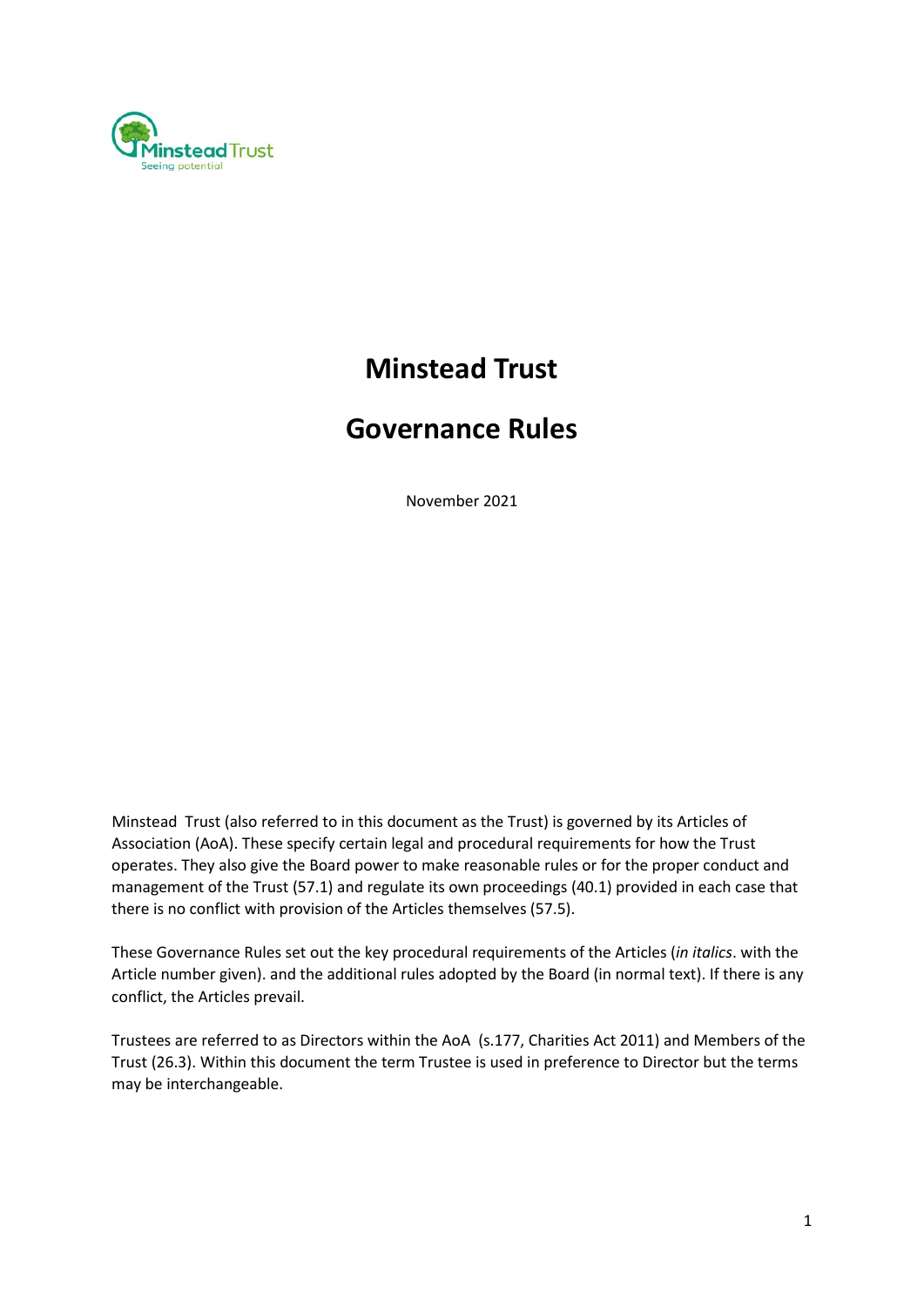# Minstead Trust

# Governance Rules

November 2021

Minstead Trust (also referred to in this document as the Trust) is governed by its Articles of Association (AoA). These specify certain legal and procedural requirements for how the Trust operates. They also give the Board power to make reasonable rules or for the proper conduct and management of the Trust (57.1) and regulate its own proceedings (40.1) provided in each case that there is no conflict with provision of the Articles themselves (57.5).

These Governance Rules set out the key procedural requirements of the Articles (*in italics*. with the Article number given). and the additional rules adopted by the Board (in normal text). If there is any conflict, the Articles prevail.

Trustees are referred to as Directors within the AoA (s.177, Charities Act 2011) and Members of the Trust (26.3). Within this document the term Trustee is used in preference to Director but the terms may be interchangeable.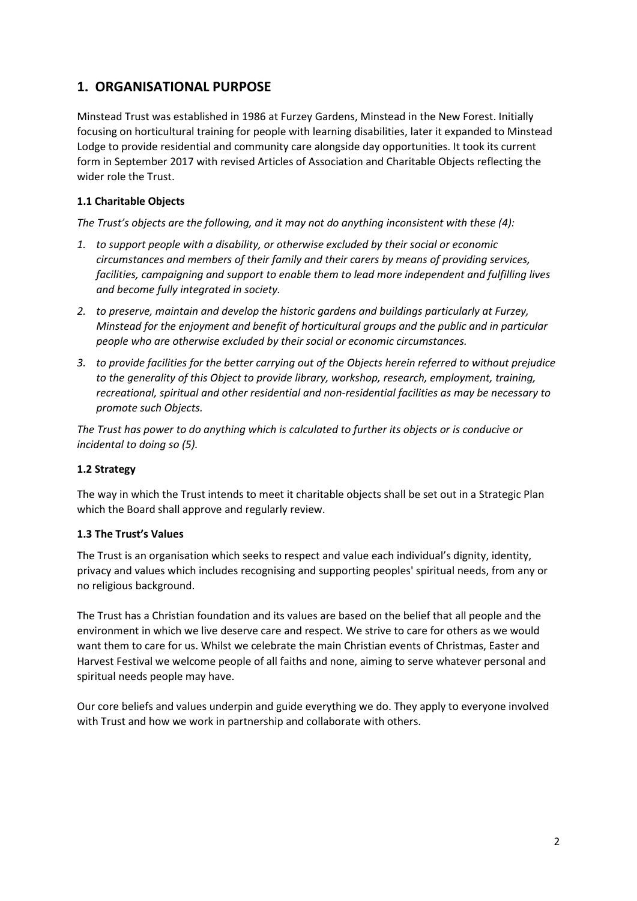## 1. ORGANISATIONAL PURPOSE

Minstead Trust was established in 1986 at Furzey Gardens, Minstead in the New Forest. Initially focusing on horticultural training for people with learning disabilities, later it expanded to Minstead Lodge to provide residential and community care alongside day opportunities. It took its current form in September 2017 with revised Articles of Association and Charitable Objects reflecting the wider role the Trust.

### 1.1 Charitable Objects

*The Trust's objects are the following, and it may not do anything inconsistent with these (4):*

1. *to support people with a disability, or otherwise excluded by their social or economic circumstances and members of their family and their carers by means of providing services, facilities, campaigning and support to enable them to lead more independent and fulfilling lives and become fully integrated in society.*
2. *to preserve, maintain and develop the historic gardens and buildings particularly at Furzey, Minstead for the enjoyment and benefit of horticultural groups and the public and in particular people who are otherwise excluded by their social or economic circumstances.*
3. *to provide facilities for the better carrying out of the Objects herein referred to without prejudice to the generality of this Object to provide library, workshop, research, employment, training, recreational, spiritual and other residential and non-residential facilities as may be necessary to promote such Objects.*

*The Trust has power to do anything which is calculated to further its objects or is conducive or incidental to doing so (5).*

### 1.2 Strategy

The way in which the Trust intends to meet it charitable objects shall be set out in a Strategic Plan which the Board shall approve and regularly review.

### 1.3 The Trust's Values

The Trust is an organisation which seeks to respect and value each individual's dignity, identity, privacy and values which includes recognising and supporting peoples' spiritual needs, from any or no religious background.

The Trust has a Christian foundation and its values are based on the belief that all people and the environment in which we live deserve care and respect. We strive to care for others as we would want them to care for us. Whilst we celebrate the main Christian events of Christmas, Easter and Harvest Festival we welcome people of all faiths and none, aiming to serve whatever personal and spiritual needs people may have.

Our core beliefs and values underpin and guide everything we do. They apply to everyone involved with Trust and how we work in partnership and collaborate with others.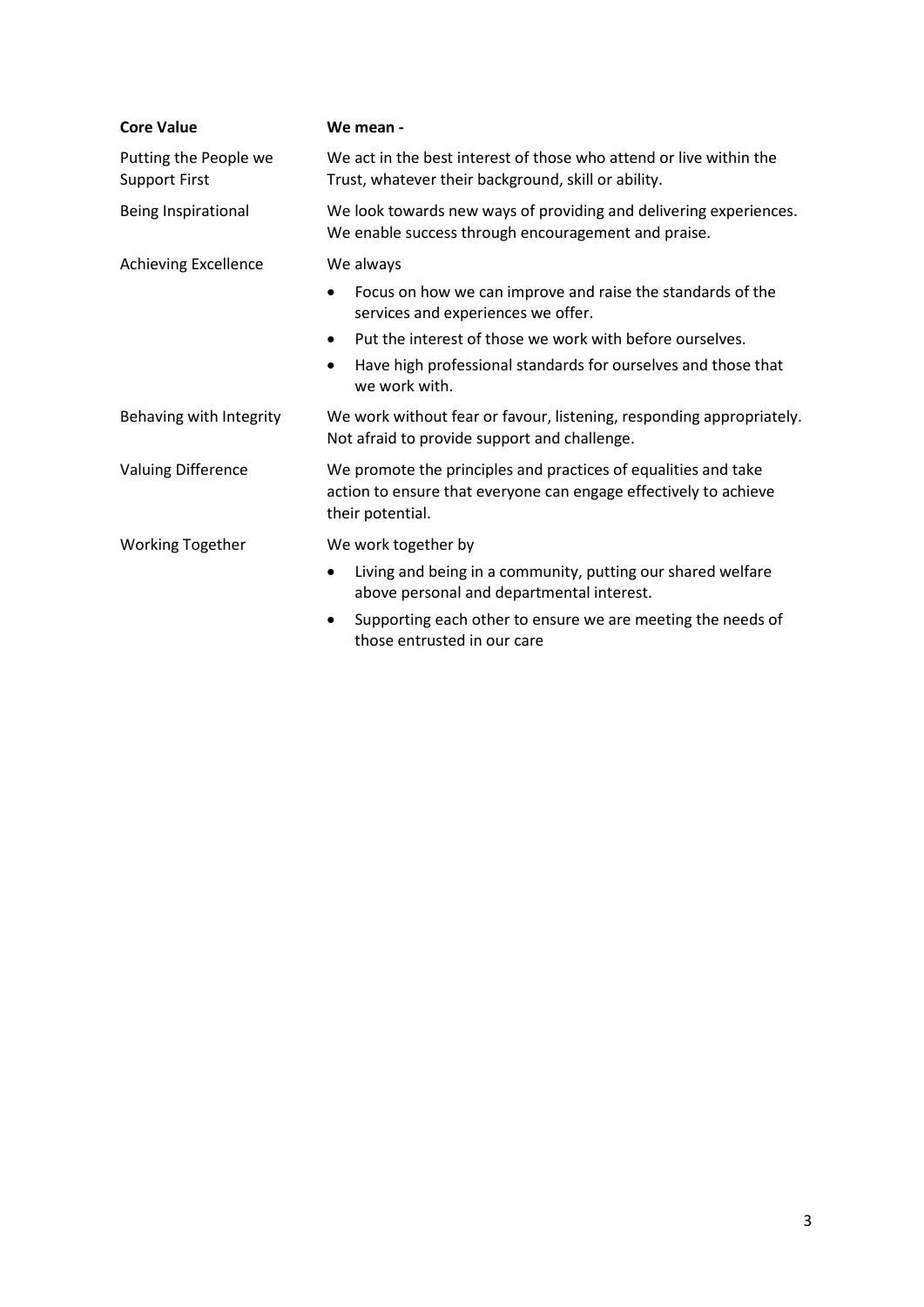| Core Value | We mean - |
|---|---|
| Putting the People we Support First | We act in the best interest of those who attend or live within the Trust, whatever their background, skill or ability. |
| Being Inspirational | We look towards new ways of providing and delivering experiences. We enable success through encouragement and praise. |
| Achieving Excellence | We always<br>• Focus on how we can improve and raise the standards of the services and experiences we offer.<br>• Put the interest of those we work with before ourselves.<br>• Have high professional standards for ourselves and those that we work with. |
| Behaving with Integrity | We work without fear or favour, listening, responding appropriately. Not afraid to provide support and challenge. |
| Valuing Difference | We promote the principles and practices of equalities and take action to ensure that everyone can engage effectively to achieve their potential. |
| Working Together | We work together by<br>• Living and being in a community, putting our shared welfare above personal and departmental interest.<br>• Supporting each other to ensure we are meeting the needs of those entrusted in our care |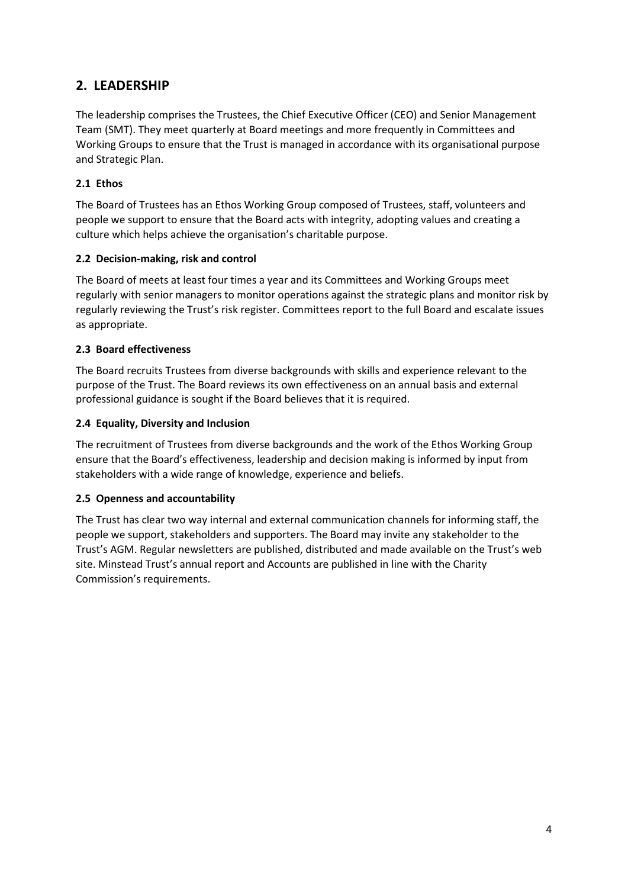## 2. LEADERSHIP

The leadership comprises the Trustees, the Chief Executive Officer (CEO) and Senior Management Team (SMT). They meet quarterly at Board meetings and more frequently in Committees and Working Groups to ensure that the Trust is managed in accordance with its organisational purpose and Strategic Plan.

### 2.1 Ethos

The Board of Trustees has an Ethos Working Group composed of Trustees, staff, volunteers and people we support to ensure that the Board acts with integrity, adopting values and creating a culture which helps achieve the organisation's charitable purpose.

### 2.2 Decision-making, risk and control

The Board of meets at least four times a year and its Committees and Working Groups meet regularly with senior managers to monitor operations against the strategic plans and monitor risk by regularly reviewing the Trust's risk register. Committees report to the full Board and escalate issues as appropriate.

### 2.3 Board effectiveness

The Board recruits Trustees from diverse backgrounds with skills and experience relevant to the purpose of the Trust. The Board reviews its own effectiveness on an annual basis and external professional guidance is sought if the Board believes that it is required.

### 2.4 Equality, Diversity and Inclusion

The recruitment of Trustees from diverse backgrounds and the work of the Ethos Working Group ensure that the Board's effectiveness, leadership and decision making is informed by input from stakeholders with a wide range of knowledge, experience and beliefs.

### 2.5 Openness and accountability

The Trust has clear two way internal and external communication channels for informing staff, the people we support, stakeholders and supporters. The Board may invite any stakeholder to the Trust's AGM. Regular newsletters are published, distributed and made available on the Trust's web site. Minstead Trust's annual report and Accounts are published in line with the Charity Commission's requirements.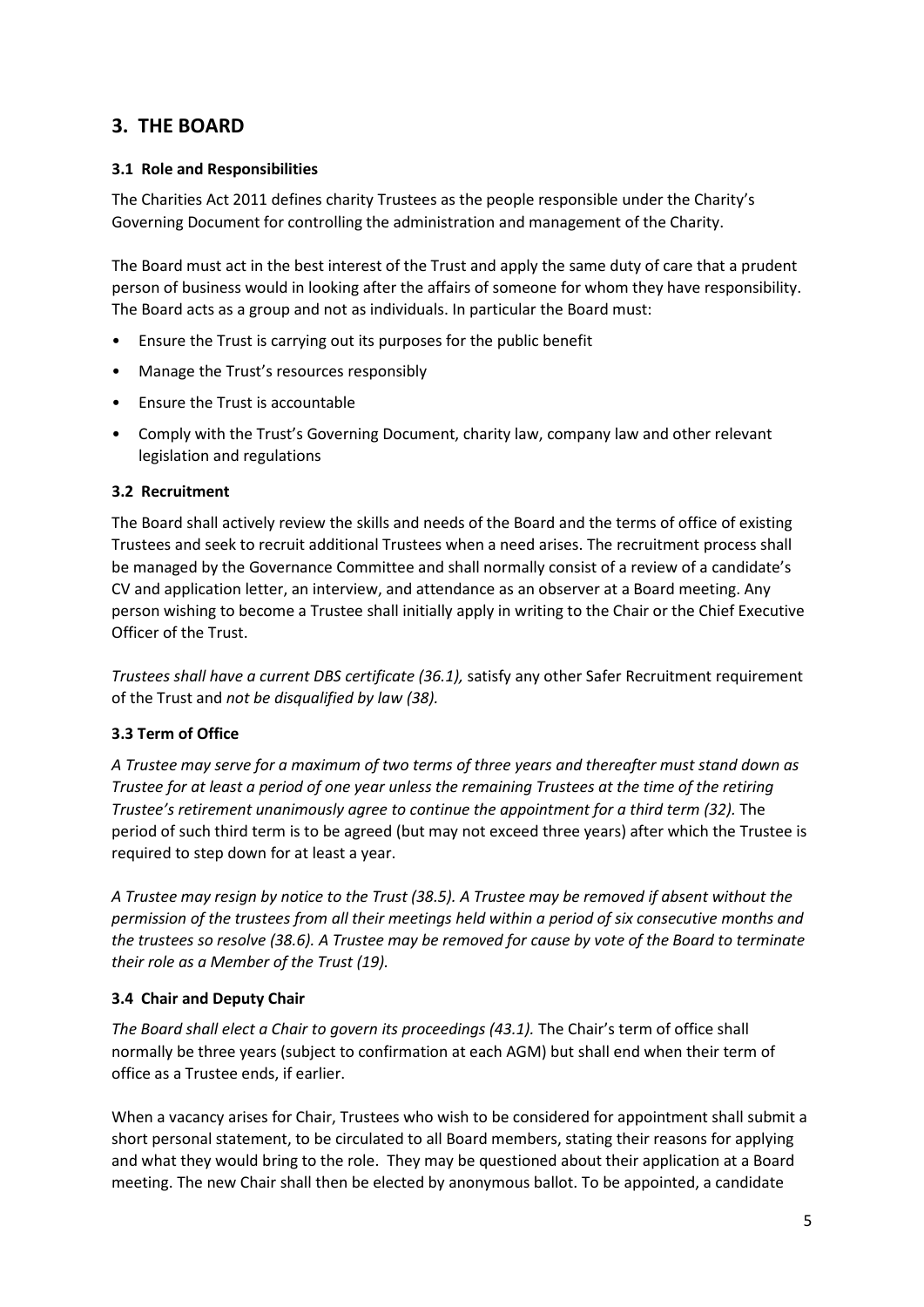## 3. THE BOARD

### 3.1 Role and Responsibilities

The Charities Act 2011 defines charity Trustees as the people responsible under the Charity's Governing Document for controlling the administration and management of the Charity.

The Board must act in the best interest of the Trust and apply the same duty of care that a prudent person of business would in looking after the affairs of someone for whom they have responsibility. The Board acts as a group and not as individuals. In particular the Board must:

- Ensure the Trust is carrying out its purposes for the public benefit
- Manage the Trust's resources responsibly
- Ensure the Trust is accountable
- Comply with the Trust's Governing Document, charity law, company law and other relevant legislation and regulations

### 3.2 Recruitment

The Board shall actively review the skills and needs of the Board and the terms of office of existing Trustees and seek to recruit additional Trustees when a need arises. The recruitment process shall be managed by the Governance Committee and shall normally consist of a review of a candidate's CV and application letter, an interview, and attendance as an observer at a Board meeting. Any person wishing to become a Trustee shall initially apply in writing to the Chair or the Chief Executive Officer of the Trust.

*Trustees shall have a current DBS certificate (36.1),* satisfy any other Safer Recruitment requirement of the Trust and *not be disqualified by law (38).*

### 3.3 Term of Office

*A Trustee may serve for a maximum of two terms of three years and thereafter must stand down as Trustee for at least a period of one year unless the remaining Trustees at the time of the retiring Trustee's retirement unanimously agree to continue the appointment for a third term (32).* The period of such third term is to be agreed (but may not exceed three years) after which the Trustee is required to step down for at least a year.

*A Trustee may resign by notice to the Trust (38.5). A Trustee may be removed if absent without the permission of the trustees from all their meetings held within a period of six consecutive months and the trustees so resolve (38.6). A Trustee may be removed for cause by vote of the Board to terminate their role as a Member of the Trust (19).*

### 3.4 Chair and Deputy Chair

*The Board shall elect a Chair to govern its proceedings (43.1).* The Chair's term of office shall normally be three years (subject to confirmation at each AGM) but shall end when their term of office as a Trustee ends, if earlier.

When a vacancy arises for Chair, Trustees who wish to be considered for appointment shall submit a short personal statement, to be circulated to all Board members, stating their reasons for applying and what they would bring to the role. They may be questioned about their application at a Board meeting. The new Chair shall then be elected by anonymous ballot. To be appointed, a candidate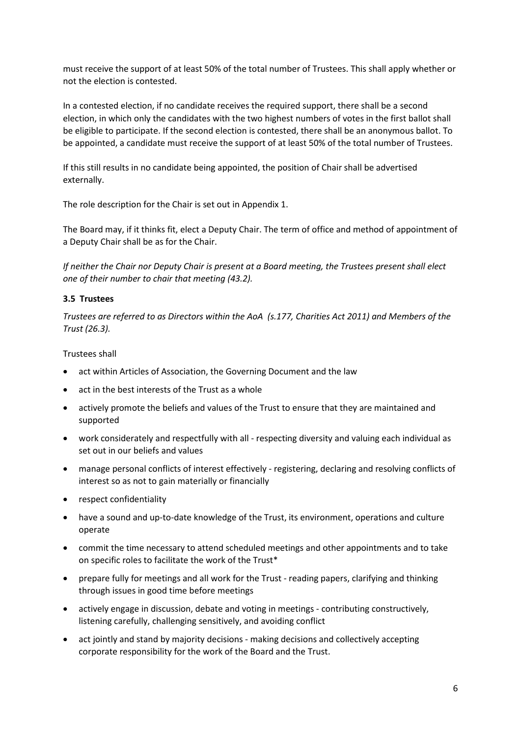must receive the support of at least 50% of the total number of Trustees. This shall apply whether or not the election is contested.

In a contested election, if no candidate receives the required support, there shall be a second election, in which only the candidates with the two highest numbers of votes in the first ballot shall be eligible to participate. If the second election is contested, there shall be an anonymous ballot. To be appointed, a candidate must receive the support of at least 50% of the total number of Trustees.

If this still results in no candidate being appointed, the position of Chair shall be advertised externally.

The role description for the Chair is set out in Appendix 1.

The Board may, if it thinks fit, elect a Deputy Chair. The term of office and method of appointment of a Deputy Chair shall be as for the Chair.

*If neither the Chair nor Deputy Chair is present at a Board meeting, the Trustees present shall elect one of their number to chair that meeting (43.2).*

### 3.5 Trustees

*Trustees are referred to as Directors within the AoA (s.177, Charities Act 2011) and Members of the Trust (26.3).*

Trustees shall

- act within Articles of Association, the Governing Document and the law
- act in the best interests of the Trust as a whole
- actively promote the beliefs and values of the Trust to ensure that they are maintained and supported
- work considerately and respectfully with all - respecting diversity and valuing each individual as set out in our beliefs and values
- manage personal conflicts of interest effectively - registering, declaring and resolving conflicts of interest so as not to gain materially or financially
- respect confidentiality
- have a sound and up-to-date knowledge of the Trust, its environment, operations and culture operate
- commit the time necessary to attend scheduled meetings and other appointments and to take on specific roles to facilitate the work of the Trust*
- prepare fully for meetings and all work for the Trust - reading papers, clarifying and thinking through issues in good time before meetings
- actively engage in discussion, debate and voting in meetings - contributing constructively, listening carefully, challenging sensitively, and avoiding conflict
- act jointly and stand by majority decisions - making decisions and collectively accepting corporate responsibility for the work of the Board and the Trust.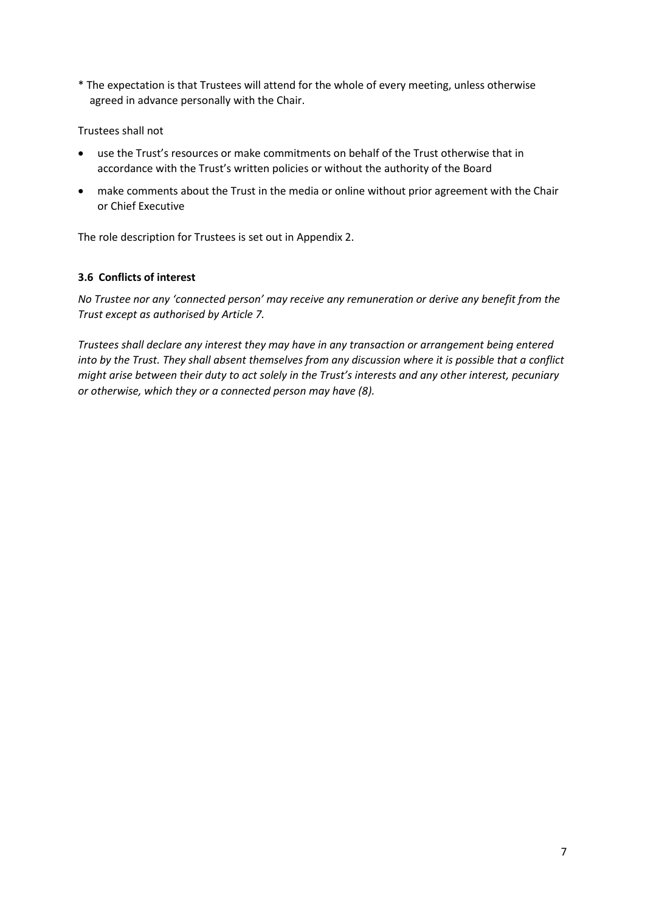\* The expectation is that Trustees will attend for the whole of every meeting, unless otherwise agreed in advance personally with the Chair.

Trustees shall not

- use the Trust's resources or make commitments on behalf of the Trust otherwise that in accordance with the Trust's written policies or without the authority of the Board
- make comments about the Trust in the media or online without prior agreement with the Chair or Chief Executive

The role description for Trustees is set out in Appendix 2.

### 3.6 Conflicts of interest

*No Trustee nor any 'connected person' may receive any remuneration or derive any benefit from the Trust except as authorised by Article 7.*

*Trustees shall declare any interest they may have in any transaction or arrangement being entered into by the Trust. They shall absent themselves from any discussion where it is possible that a conflict might arise between their duty to act solely in the Trust's interests and any other interest, pecuniary or otherwise, which they or a connected person may have (8).*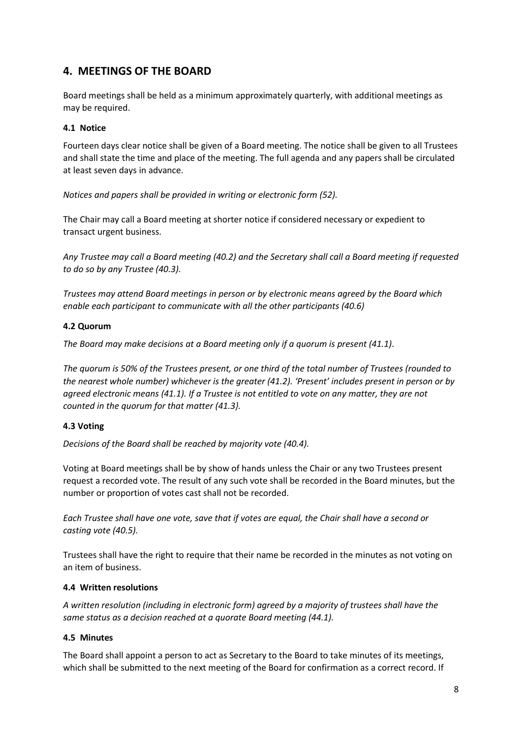## 4. MEETINGS OF THE BOARD

Board meetings shall be held as a minimum approximately quarterly, with additional meetings as may be required.

### 4.1 Notice

Fourteen days clear notice shall be given of a Board meeting. The notice shall be given to all Trustees and shall state the time and place of the meeting. The full agenda and any papers shall be circulated at least seven days in advance.

*Notices and papers shall be provided in writing or electronic form (52).*

The Chair may call a Board meeting at shorter notice if considered necessary or expedient to transact urgent business.

*Any Trustee may call a Board meeting (40.2) and the Secretary shall call a Board meeting if requested to do so by any Trustee (40.3).*

*Trustees may attend Board meetings in person or by electronic means agreed by the Board which enable each participant to communicate with all the other participants (40.6)*

### 4.2 Quorum

*The Board may make decisions at a Board meeting only if a quorum is present (41.1).*

*The quorum is 50% of the Trustees present, or one third of the total number of Trustees (rounded to the nearest whole number) whichever is the greater (41.2). 'Present' includes present in person or by agreed electronic means (41.1). If a Trustee is not entitled to vote on any matter, they are not counted in the quorum for that matter (41.3}.*

### 4.3 Voting

*Decisions of the Board shall be reached by majority vote (40.4).*

Voting at Board meetings shall be by show of hands unless the Chair or any two Trustees present request a recorded vote. The result of any such vote shall be recorded in the Board minutes, but the number or proportion of votes cast shall not be recorded.

*Each Trustee shall have one vote, save that if votes are equal, the Chair shall have a second or casting vote (40.5).*

Trustees shall have the right to require that their name be recorded in the minutes as not voting on an item of business.

### 4.4 Written resolutions

*A written resolution (including in electronic form) agreed by a majority of trustees shall have the same status as a decision reached at a quorate Board meeting (44.1).*

### 4.5 Minutes

The Board shall appoint a person to act as Secretary to the Board to take minutes of its meetings, which shall be submitted to the next meeting of the Board for confirmation as a correct record. If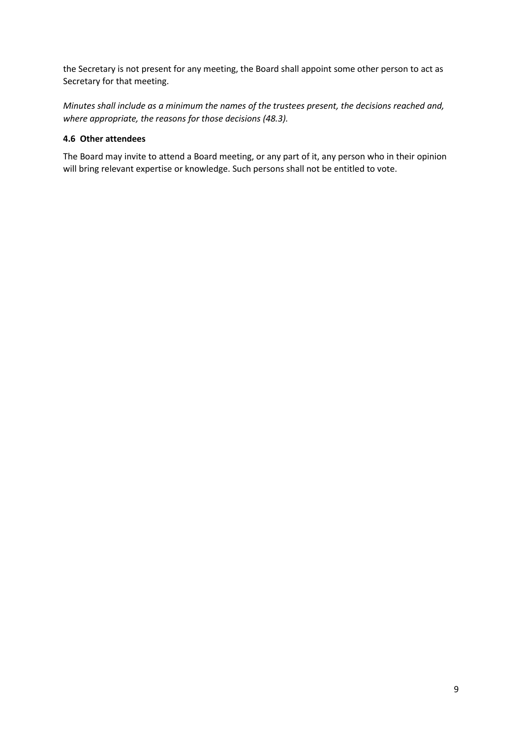the Secretary is not present for any meeting, the Board shall appoint some other person to act as Secretary for that meeting.

*Minutes shall include as a minimum the names of the trustees present, the decisions reached and, where appropriate, the reasons for those decisions (48.3).*

#### 4.6 Other attendees

The Board may invite to attend a Board meeting, or any part of it, any person who in their opinion will bring relevant expertise or knowledge. Such persons shall not be entitled to vote.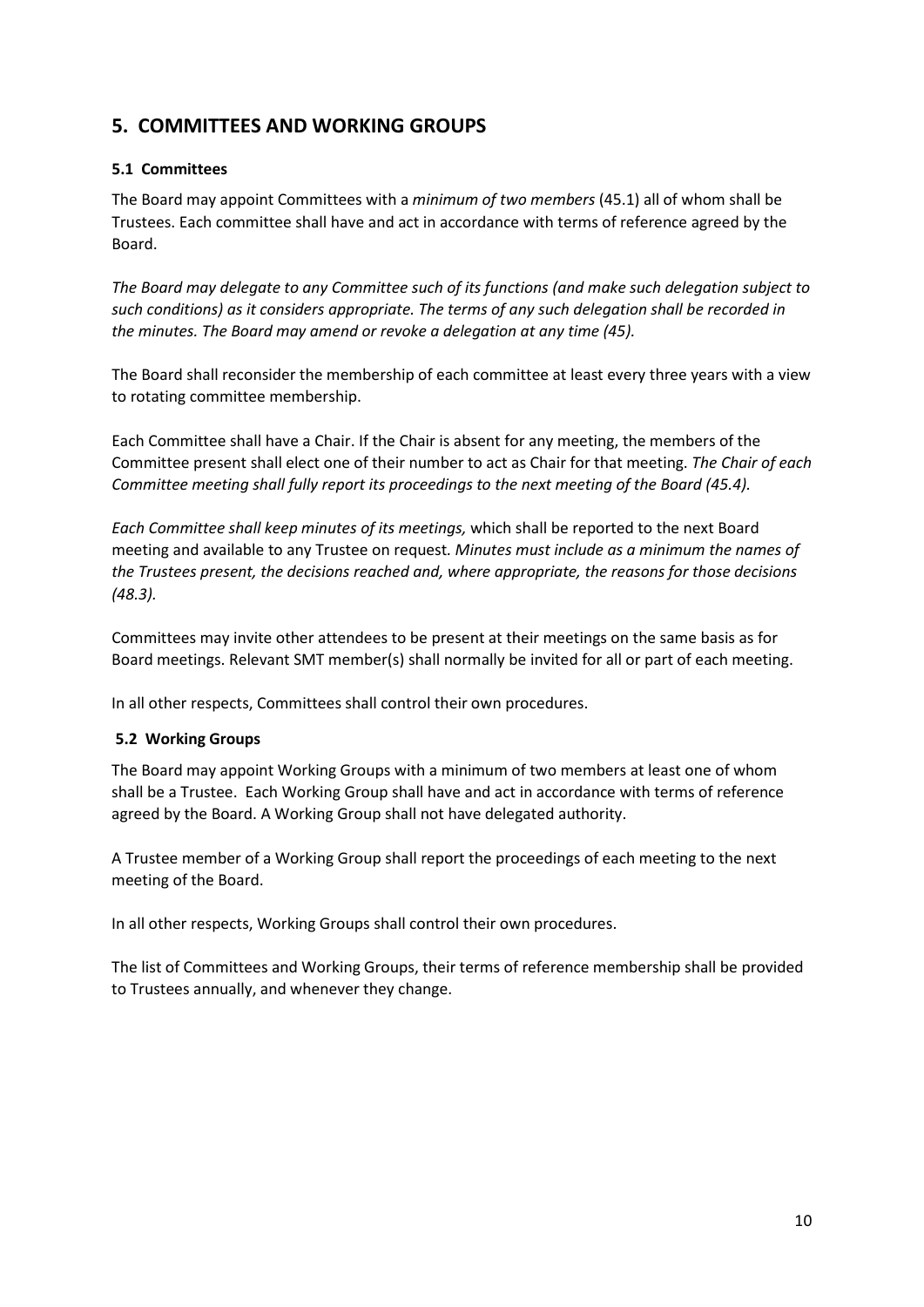## 5. COMMITTEES AND WORKING GROUPS

### 5.1 Committees

The Board may appoint Committees with a *minimum of two members* (45.1) all of whom shall be Trustees. Each committee shall have and act in accordance with terms of reference agreed by the Board.

*The Board may delegate to any Committee such of its functions (and make such delegation subject to such conditions) as it considers appropriate. The terms of any such delegation shall be recorded in the minutes. The Board may amend or revoke a delegation at any time (45).*

The Board shall reconsider the membership of each committee at least every three years with a view to rotating committee membership.

Each Committee shall have a Chair. If the Chair is absent for any meeting, the members of the Committee present shall elect one of their number to act as Chair for that meeting. *The Chair of each Committee meeting shall fully report its proceedings to the next meeting of the Board (45.4).*

*Each Committee shall keep minutes of its meetings,* which shall be reported to the next Board meeting and available to any Trustee on request. *Minutes must include as a minimum the names of the Trustees present, the decisions reached and, where appropriate, the reasons for those decisions (48.3).*

Committees may invite other attendees to be present at their meetings on the same basis as for Board meetings. Relevant SMT member(s) shall normally be invited for all or part of each meeting.

In all other respects, Committees shall control their own procedures.

### 5.2 Working Groups

The Board may appoint Working Groups with a minimum of two members at least one of whom shall be a Trustee. Each Working Group shall have and act in accordance with terms of reference agreed by the Board. A Working Group shall not have delegated authority.

A Trustee member of a Working Group shall report the proceedings of each meeting to the next meeting of the Board.

In all other respects, Working Groups shall control their own procedures.

The list of Committees and Working Groups, their terms of reference membership shall be provided to Trustees annually, and whenever they change.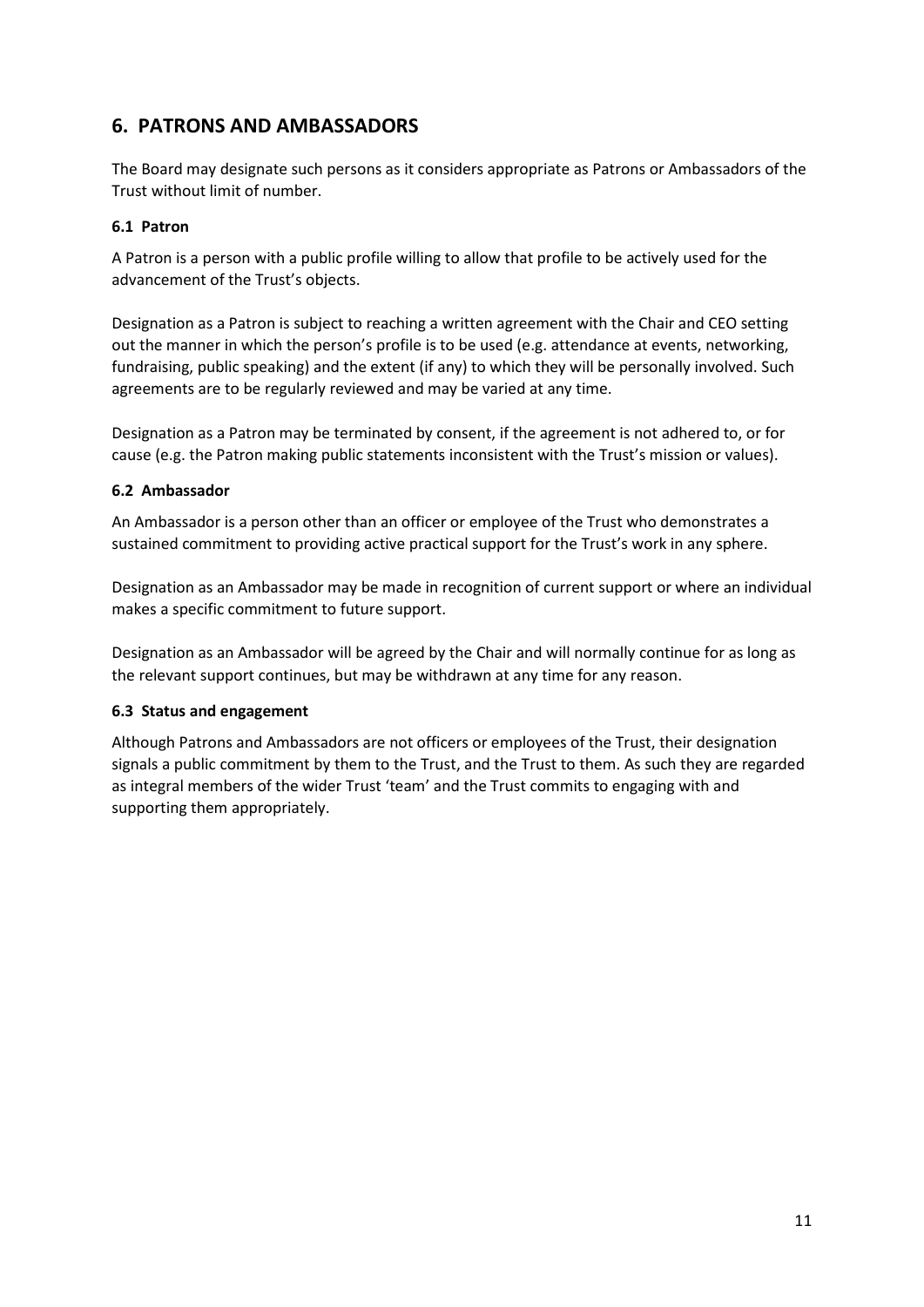## 6. PATRONS AND AMBASSADORS

The Board may designate such persons as it considers appropriate as Patrons or Ambassadors of the Trust without limit of number.

### 6.1 Patron

A Patron is a person with a public profile willing to allow that profile to be actively used for the advancement of the Trust's objects.

Designation as a Patron is subject to reaching a written agreement with the Chair and CEO setting out the manner in which the person's profile is to be used (e.g. attendance at events, networking, fundraising, public speaking) and the extent (if any) to which they will be personally involved. Such agreements are to be regularly reviewed and may be varied at any time.

Designation as a Patron may be terminated by consent, if the agreement is not adhered to, or for cause (e.g. the Patron making public statements inconsistent with the Trust's mission or values).

### 6.2 Ambassador

An Ambassador is a person other than an officer or employee of the Trust who demonstrates a sustained commitment to providing active practical support for the Trust's work in any sphere.

Designation as an Ambassador may be made in recognition of current support or where an individual makes a specific commitment to future support.

Designation as an Ambassador will be agreed by the Chair and will normally continue for as long as the relevant support continues, but may be withdrawn at any time for any reason.

### 6.3 Status and engagement

Although Patrons and Ambassadors are not officers or employees of the Trust, their designation signals a public commitment by them to the Trust, and the Trust to them. As such they are regarded as integral members of the wider Trust 'team' and the Trust commits to engaging with and supporting them appropriately.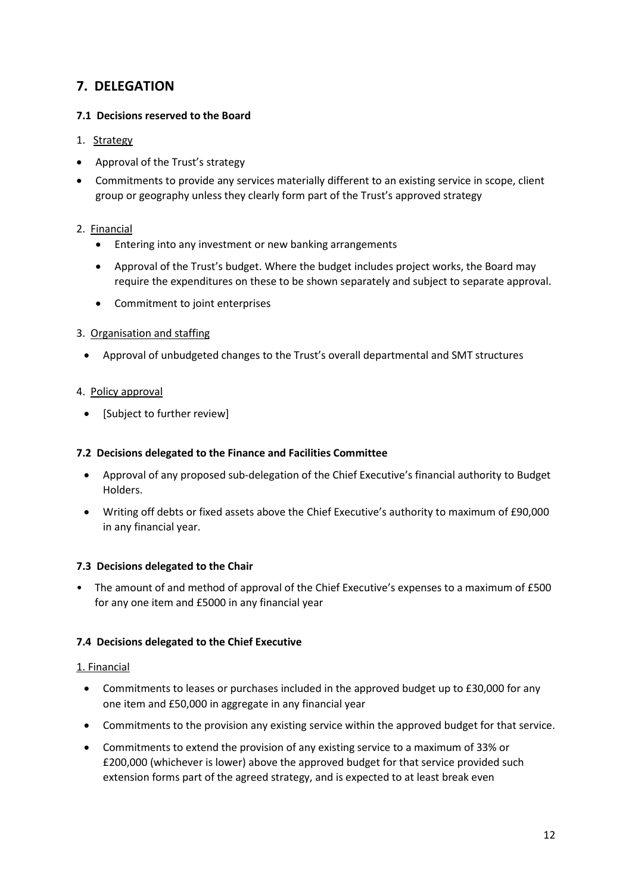## 7. DELEGATION

### 7.1 Decisions reserved to the Board

1. Strategy

- Approval of the Trust's strategy
- Commitments to provide any services materially different to an existing service in scope, client group or geography unless they clearly form part of the Trust's approved strategy

2. Financial

- Entering into any investment or new banking arrangements
- Approval of the Trust's budget. Where the budget includes project works, the Board may require the expenditures on these to be shown separately and subject to separate approval.
- Commitment to joint enterprises

3. Organisation and staffing

- Approval of unbudgeted changes to the Trust's overall departmental and SMT structures

4. Policy approval

- [Subject to further review]

### 7.2 Decisions delegated to the Finance and Facilities Committee

- Approval of any proposed sub-delegation of the Chief Executive's financial authority to Budget Holders.
- Writing off debts or fixed assets above the Chief Executive's authority to maximum of £90,000 in any financial year.

### 7.3 Decisions delegated to the Chair

- The amount of and method of approval of the Chief Executive's expenses to a maximum of £500 for any one item and £5000 in any financial year

### 7.4 Decisions delegated to the Chief Executive

1. Financial

- Commitments to leases or purchases included in the approved budget up to £30,000 for any one item and £50,000 in aggregate in any financial year
- Commitments to the provision any existing service within the approved budget for that service.
- Commitments to extend the provision of any existing service to a maximum of 33% or £200,000 (whichever is lower) above the approved budget for that service provided such extension forms part of the agreed strategy, and is expected to at least break even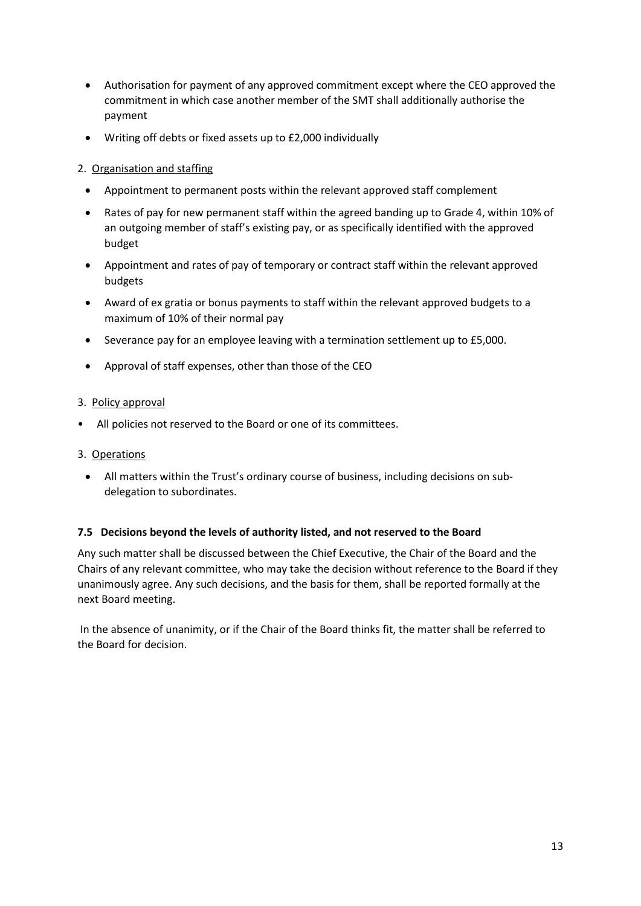- Authorisation for payment of any approved commitment except where the CEO approved the commitment in which case another member of the SMT shall additionally authorise the payment
- Writing off debts or fixed assets up to £2,000 individually

2. Organisation and staffing

- Appointment to permanent posts within the relevant approved staff complement
- Rates of pay for new permanent staff within the agreed banding up to Grade 4, within 10% of an outgoing member of staff's existing pay, or as specifically identified with the approved budget
- Appointment and rates of pay of temporary or contract staff within the relevant approved budgets
- Award of ex gratia or bonus payments to staff within the relevant approved budgets to a maximum of 10% of their normal pay
- Severance pay for an employee leaving with a termination settlement up to £5,000.
- Approval of staff expenses, other than those of the CEO

3. Policy approval

- All policies not reserved to the Board or one of its committees.

3. Operations

- All matters within the Trust's ordinary course of business, including decisions on sub-delegation to subordinates.

**7.5 Decisions beyond the levels of authority listed, and not reserved to the Board**

Any such matter shall be discussed between the Chief Executive, the Chair of the Board and the Chairs of any relevant committee, who may take the decision without reference to the Board if they unanimously agree. Any such decisions, and the basis for them, shall be reported formally at the next Board meeting.

In the absence of unanimity, or if the Chair of the Board thinks fit, the matter shall be referred to the Board for decision.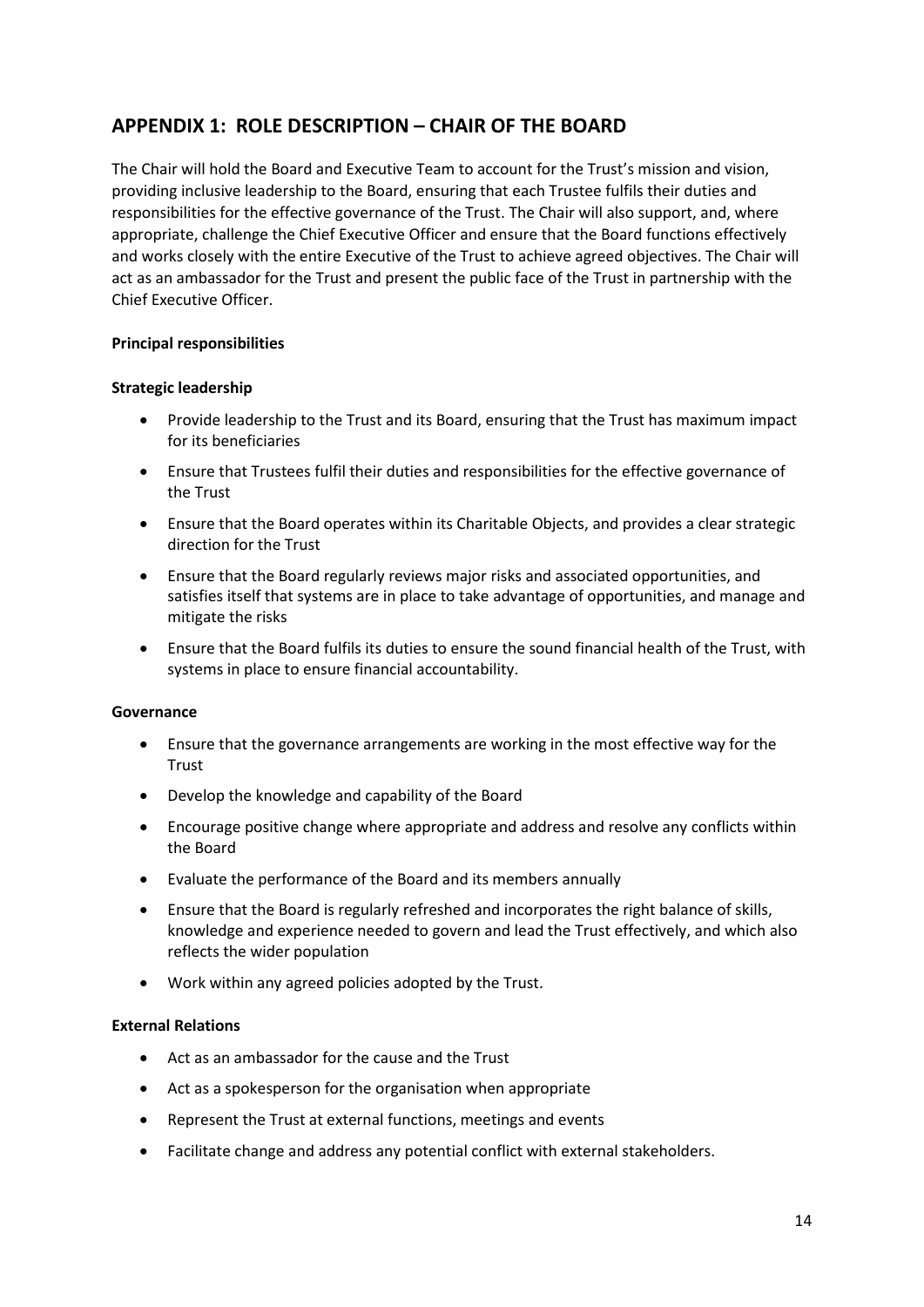## APPENDIX 1: ROLE DESCRIPTION – CHAIR OF THE BOARD

The Chair will hold the Board and Executive Team to account for the Trust's mission and vision, providing inclusive leadership to the Board, ensuring that each Trustee fulfils their duties and responsibilities for the effective governance of the Trust. The Chair will also support, and, where appropriate, challenge the Chief Executive Officer and ensure that the Board functions effectively and works closely with the entire Executive of the Trust to achieve agreed objectives. The Chair will act as an ambassador for the Trust and present the public face of the Trust in partnership with the Chief Executive Officer.

**Principal responsibilities**

**Strategic leadership**

- Provide leadership to the Trust and its Board, ensuring that the Trust has maximum impact for its beneficiaries
- Ensure that Trustees fulfil their duties and responsibilities for the effective governance of the Trust
- Ensure that the Board operates within its Charitable Objects, and provides a clear strategic direction for the Trust
- Ensure that the Board regularly reviews major risks and associated opportunities, and satisfies itself that systems are in place to take advantage of opportunities, and manage and mitigate the risks
- Ensure that the Board fulfils its duties to ensure the sound financial health of the Trust, with systems in place to ensure financial accountability.

**Governance**

- Ensure that the governance arrangements are working in the most effective way for the Trust
- Develop the knowledge and capability of the Board
- Encourage positive change where appropriate and address and resolve any conflicts within the Board
- Evaluate the performance of the Board and its members annually
- Ensure that the Board is regularly refreshed and incorporates the right balance of skills, knowledge and experience needed to govern and lead the Trust effectively, and which also reflects the wider population
- Work within any agreed policies adopted by the Trust.

**External Relations**

- Act as an ambassador for the cause and the Trust
- Act as a spokesperson for the organisation when appropriate
- Represent the Trust at external functions, meetings and events
- Facilitate change and address any potential conflict with external stakeholders.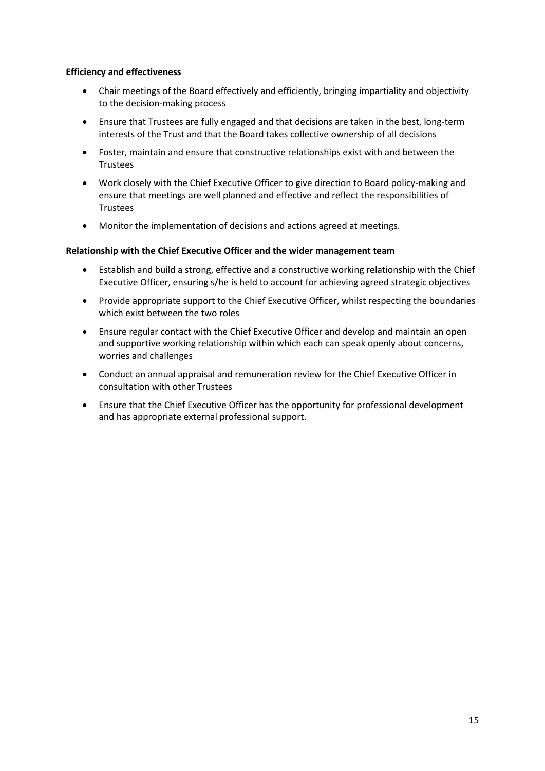**Efficiency and effectiveness**

- Chair meetings of the Board effectively and efficiently, bringing impartiality and objectivity to the decision-making process
- Ensure that Trustees are fully engaged and that decisions are taken in the best, long-term interests of the Trust and that the Board takes collective ownership of all decisions
- Foster, maintain and ensure that constructive relationships exist with and between the Trustees
- Work closely with the Chief Executive Officer to give direction to Board policy-making and ensure that meetings are well planned and effective and reflect the responsibilities of Trustees
- Monitor the implementation of decisions and actions agreed at meetings.

**Relationship with the Chief Executive Officer and the wider management team**

- Establish and build a strong, effective and a constructive working relationship with the Chief Executive Officer, ensuring s/he is held to account for achieving agreed strategic objectives
- Provide appropriate support to the Chief Executive Officer, whilst respecting the boundaries which exist between the two roles
- Ensure regular contact with the Chief Executive Officer and develop and maintain an open and supportive working relationship within which each can speak openly about concerns, worries and challenges
- Conduct an annual appraisal and remuneration review for the Chief Executive Officer in consultation with other Trustees
- Ensure that the Chief Executive Officer has the opportunity for professional development and has appropriate external professional support.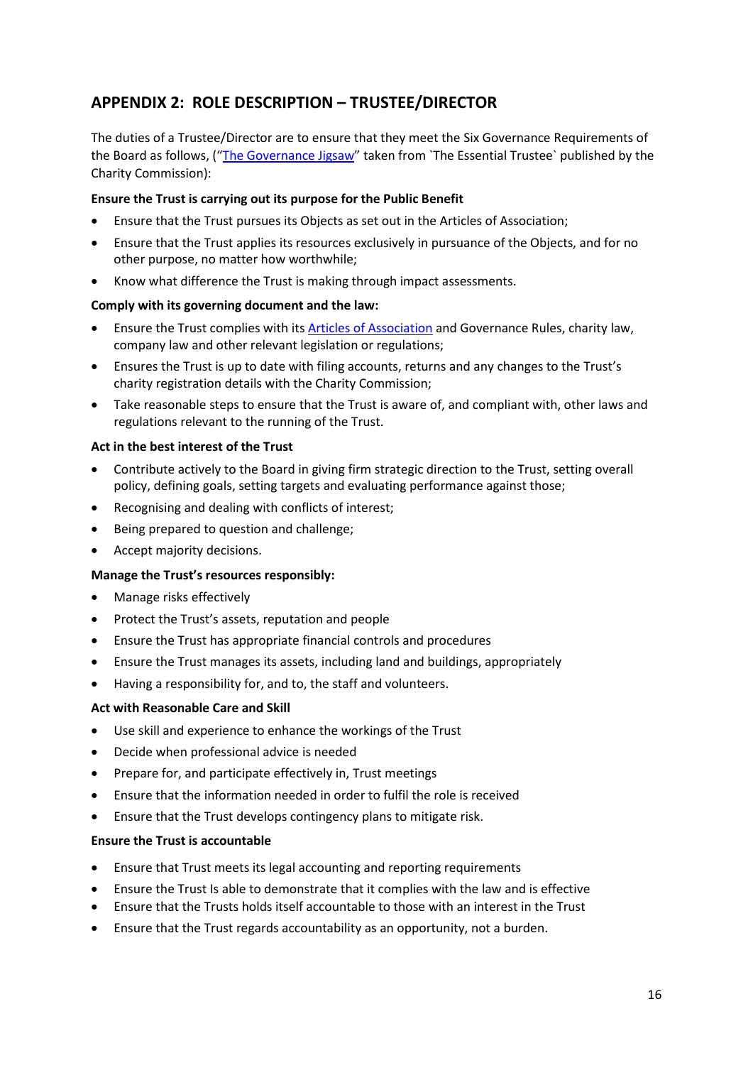## APPENDIX 2: ROLE DESCRIPTION – TRUSTEE/DIRECTOR

The duties of a Trustee/Director are to ensure that they meet the Six Governance Requirements of the Board as follows, ("The Governance Jigsaw" taken from `The Essential Trustee` published by the Charity Commission):

**Ensure the Trust is carrying out its purpose for the Public Benefit**

- Ensure that the Trust pursues its Objects as set out in the Articles of Association;
- Ensure that the Trust applies its resources exclusively in pursuance of the Objects, and for no other purpose, no matter how worthwhile;
- Know what difference the Trust is making through impact assessments.

**Comply with its governing document and the law:**

- Ensure the Trust complies with its Articles of Association and Governance Rules, charity law, company law and other relevant legislation or regulations;
- Ensures the Trust is up to date with filing accounts, returns and any changes to the Trust's charity registration details with the Charity Commission;
- Take reasonable steps to ensure that the Trust is aware of, and compliant with, other laws and regulations relevant to the running of the Trust.

**Act in the best interest of the Trust**

- Contribute actively to the Board in giving firm strategic direction to the Trust, setting overall policy, defining goals, setting targets and evaluating performance against those;
- Recognising and dealing with conflicts of interest;
- Being prepared to question and challenge;
- Accept majority decisions.

**Manage the Trust's resources responsibly:**

- Manage risks effectively
- Protect the Trust's assets, reputation and people
- Ensure the Trust has appropriate financial controls and procedures
- Ensure the Trust manages its assets, including land and buildings, appropriately
- Having a responsibility for, and to, the staff and volunteers.

**Act with Reasonable Care and Skill**

- Use skill and experience to enhance the workings of the Trust
- Decide when professional advice is needed
- Prepare for, and participate effectively in, Trust meetings
- Ensure that the information needed in order to fulfil the role is received
- Ensure that the Trust develops contingency plans to mitigate risk.

**Ensure the Trust is accountable**

- Ensure that Trust meets its legal accounting and reporting requirements
- Ensure the Trust Is able to demonstrate that it complies with the law and is effective
- Ensure that the Trusts holds itself accountable to those with an interest in the Trust
- Ensure that the Trust regards accountability as an opportunity, not a burden.